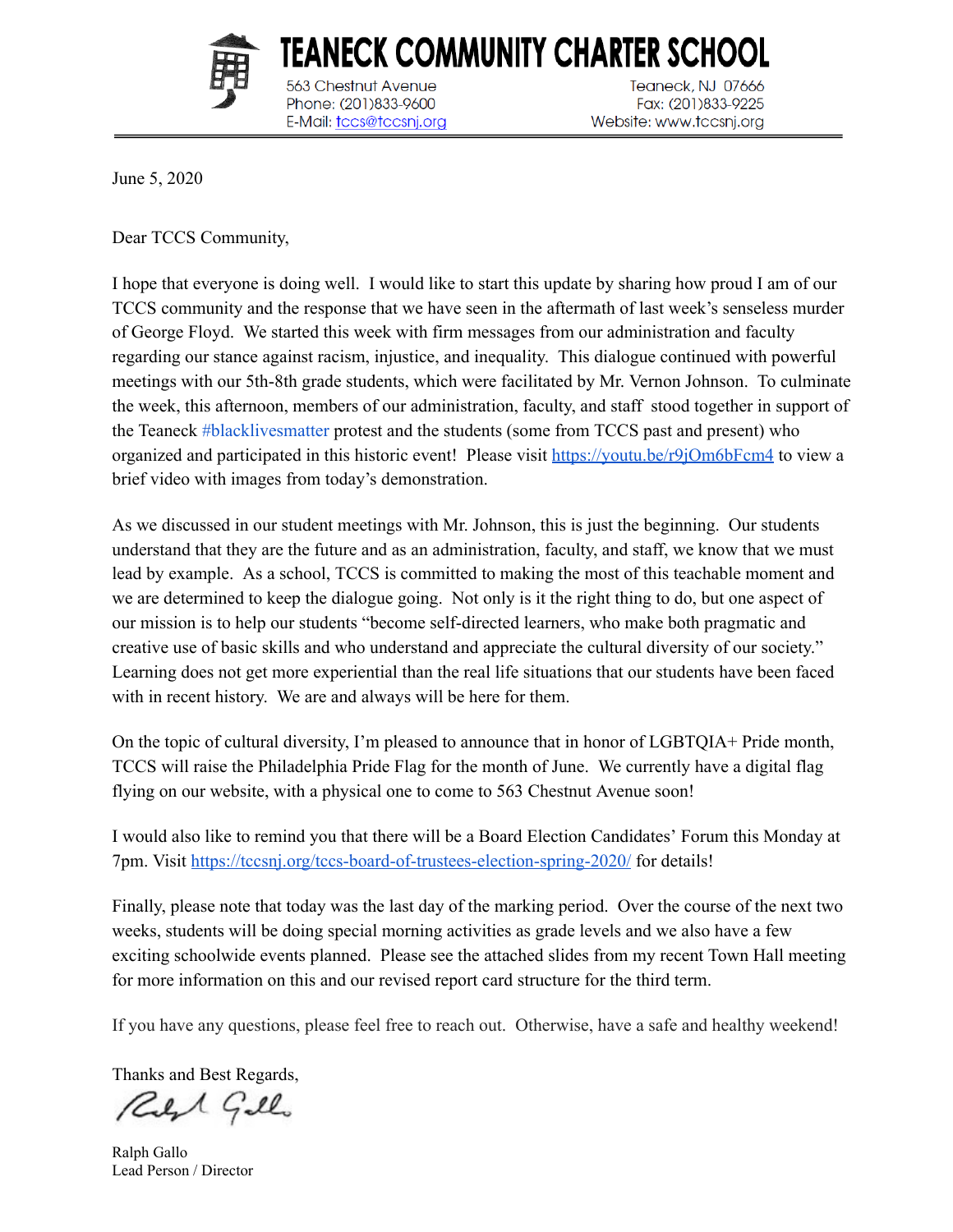# TEANECK COMMUNITY CHARTER SCHOOL

563 Chestnut Avenue
Phone: (201)833-9600
E-Mail: tccs@tccsnj.org

Teaneck, NJ 07666
Fax: (201)833-9225
Website: www.tccsnj.org

---

June 5, 2020

Dear TCCS Community,

I hope that everyone is doing well. I would like to start this update by sharing how proud I am of our TCCS community and the response that we have seen in the aftermath of last week's senseless murder of George Floyd. We started this week with firm messages from our administration and faculty regarding our stance against racism, injustice, and inequality. This dialogue continued with powerful meetings with our 5th-8th grade students, which were facilitated by Mr. Vernon Johnson. To culminate the week, this afternoon, members of our administration, faculty, and staff stood together in support of the Teaneck #blacklivesmatter protest and the students (some from TCCS past and present) who organized and participated in this historic event! Please visit https://youtu.be/r9jOm6bFcm4 to view a brief video with images from today's demonstration.

As we discussed in our student meetings with Mr. Johnson, this is just the beginning. Our students understand that they are the future and as an administration, faculty, and staff, we know that we must lead by example. As a school, TCCS is committed to making the most of this teachable moment and we are determined to keep the dialogue going. Not only is it the right thing to do, but one aspect of our mission is to help our students "become self-directed learners, who make both pragmatic and creative use of basic skills and who understand and appreciate the cultural diversity of our society." Learning does not get more experiential than the real life situations that our students have been faced with in recent history. We are and always will be here for them.

On the topic of cultural diversity, I'm pleased to announce that in honor of LGBTQIA+ Pride month, TCCS will raise the Philadelphia Pride Flag for the month of June. We currently have a digital flag flying on our website, with a physical one to come to 563 Chestnut Avenue soon!

I would also like to remind you that there will be a Board Election Candidates' Forum this Monday at 7pm. Visit https://tccsnj.org/tccs-board-of-trustees-election-spring-2020/ for details!

Finally, please note that today was the last day of the marking period. Over the course of the next two weeks, students will be doing special morning activities as grade levels and we also have a few exciting schoolwide events planned. Please see the attached slides from my recent Town Hall meeting for more information on this and our revised report card structure for the third term.

If you have any questions, please feel free to reach out. Otherwise, have a safe and healthy weekend!

Thanks and Best Regards,

Ralph Gallo
Lead Person / Director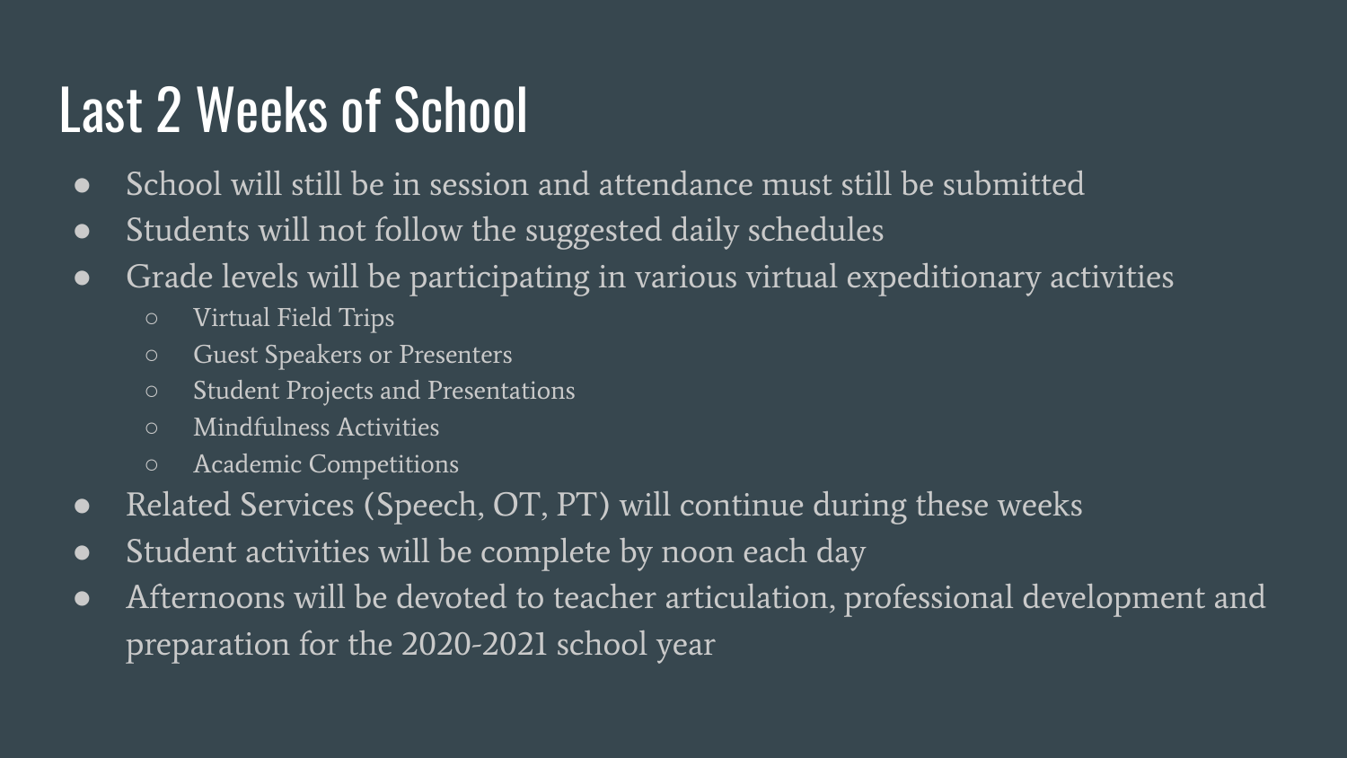# Last 2 Weeks of School

- School will still be in session and attendance must still be submitted
- Students will not follow the suggested daily schedules
- Grade levels will be participating in various virtual expeditionary activities
  - Virtual Field Trips
  - Guest Speakers or Presenters
  - Student Projects and Presentations
  - Mindfulness Activities
  - Academic Competitions
- Related Services (Speech, OT, PT) will continue during these weeks
- Student activities will be complete by noon each day
- Afternoons will be devoted to teacher articulation, professional development and preparation for the 2020-2021 school year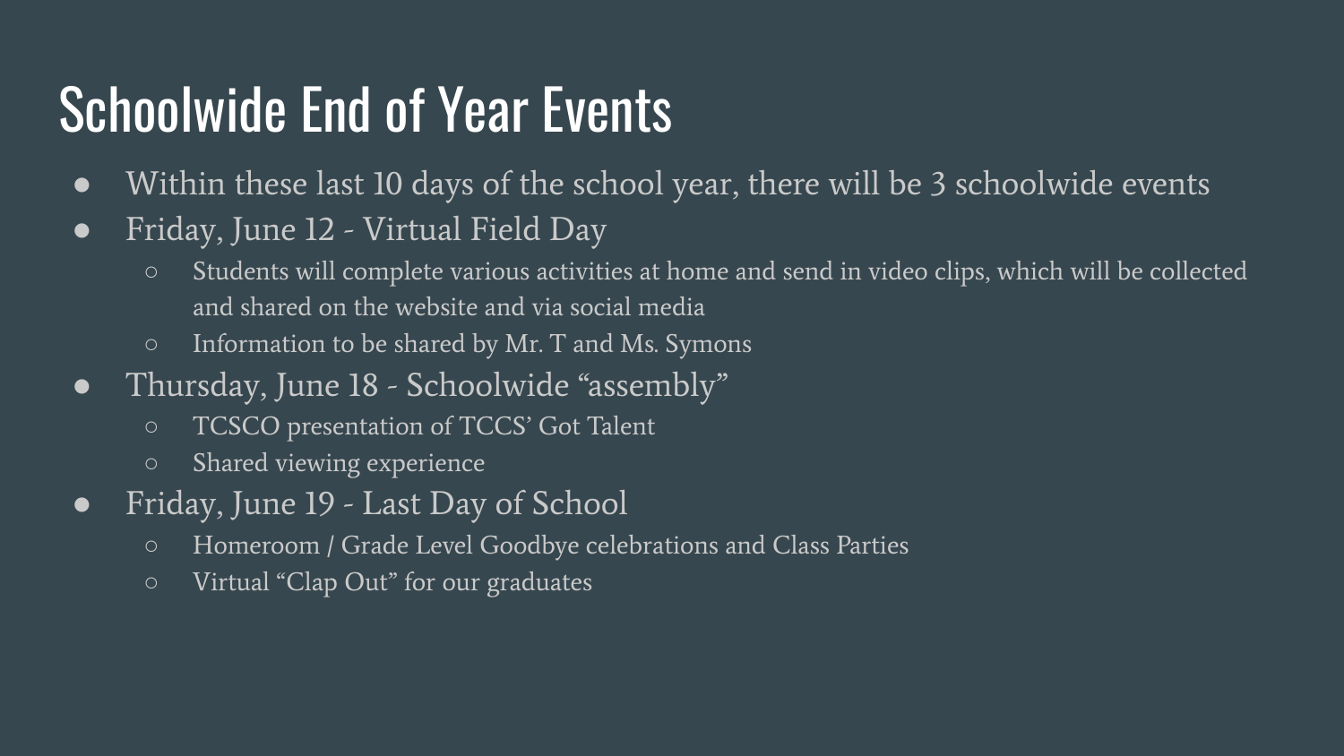# Schoolwide End of Year Events

- Within these last 10 days of the school year, there will be 3 schoolwide events
- Friday, June 12 - Virtual Field Day
  - Students will complete various activities at home and send in video clips, which will be collected and shared on the website and via social media
  - Information to be shared by Mr. T and Ms. Symons
- Thursday, June 18 - Schoolwide "assembly"
  - TCSCO presentation of TCCS' Got Talent
  - Shared viewing experience
- Friday, June 19 - Last Day of School
  - Homeroom / Grade Level Goodbye celebrations and Class Parties
  - Virtual "Clap Out" for our graduates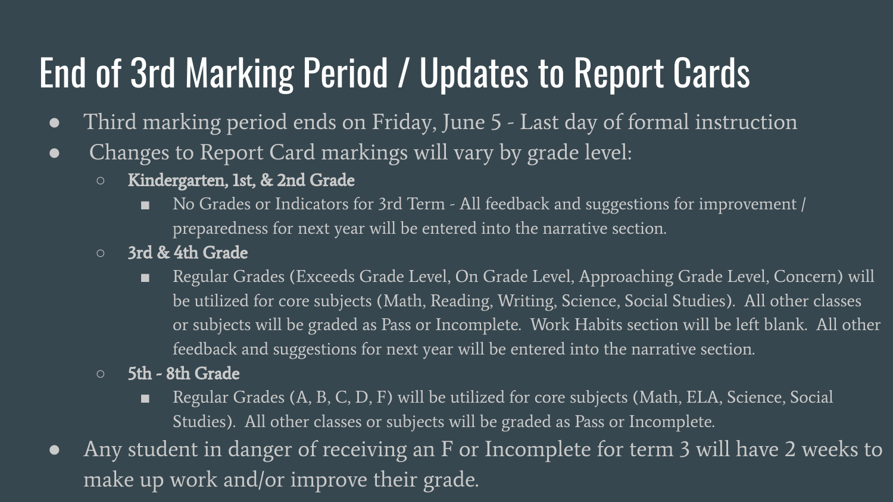# End of 3rd Marking Period / Updates to Report Cards

- Third marking period ends on Friday, June 5 - Last day of formal instruction
- Changes to Report Card markings will vary by grade level:
  - **Kindergarten, 1st, & 2nd Grade**
    - No Grades or Indicators for 3rd Term - All feedback and suggestions for improvement / preparedness for next year will be entered into the narrative section.
  - **3rd & 4th Grade**
    - Regular Grades (Exceeds Grade Level, On Grade Level, Approaching Grade Level, Concern) will be utilized for core subjects (Math, Reading, Writing, Science, Social Studies). All other classes or subjects will be graded as Pass or Incomplete. Work Habits section will be left blank. All other feedback and suggestions for next year will be entered into the narrative section.
  - **5th - 8th Grade**
    - Regular Grades (A, B, C, D, F) will be utilized for core subjects (Math, ELA, Science, Social Studies). All other classes or subjects will be graded as Pass or Incomplete.
- Any student in danger of receiving an F or Incomplete for term 3 will have 2 weeks to make up work and/or improve their grade.